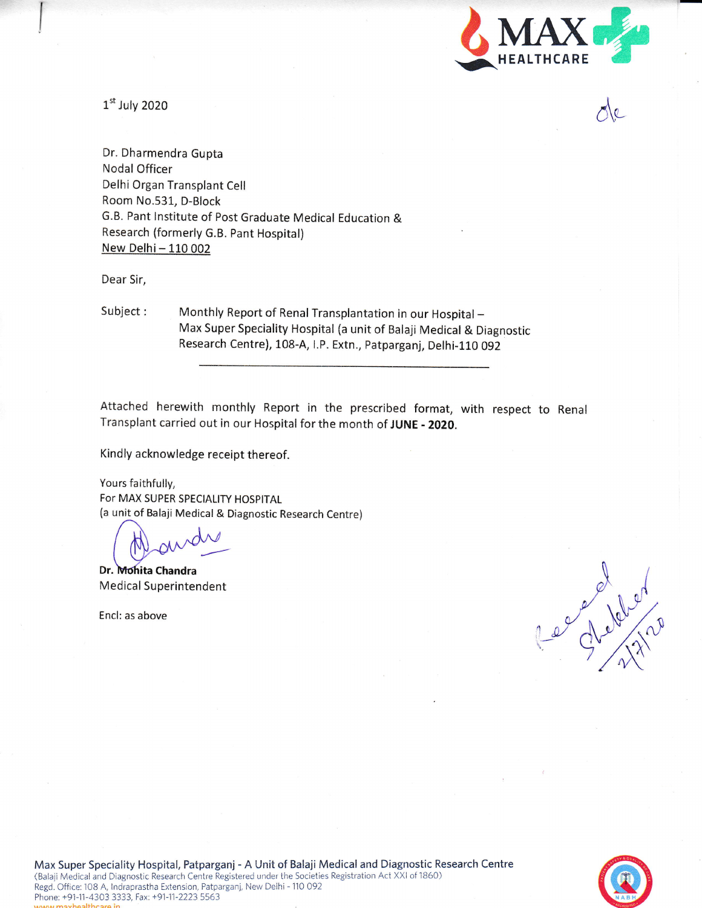1st July 2020

Dr. Dharmendra Gupta
Nodal Officer
Delhi Organ Transplant Cell
Room No.531, D-Block
G.B. Pant Institute of Post Graduate Medical Education &
Research (formerly G.B. Pant Hospital)
New Delhi – 110 002

Dear Sir,

Subject : Monthly Report of Renal Transplantation in our Hospital – Max Super Speciality Hospital (a unit of Balaji Medical & Diagnostic Research Centre), 108-A, I.P. Extn., Patparganj, Delhi-110 092

Attached herewith monthly Report in the prescribed format, with respect to Renal Transplant carried out in our Hospital for the month of **JUNE - 2020.**

Kindly acknowledge receipt thereof.

Yours faithfully,
For MAX SUPER SPECIALITY HOSPITAL
(a unit of Balaji Medical & Diagnostic Research Centre)

**Dr. Mohita Chandra**
Medical Superintendent

Encl: as above

Recd
Shekhar
2/7/20

Max Super Speciality Hospital, Patparganj - A Unit of Balaji Medical and Diagnostic Research Centre
(Balaji Medical and Diagnostic Research Centre Registered under the Societies Registration Act XXI of 1860)
Regd. Office: 108 A, Indraprastha Extension, Patparganj, New Delhi - 110 092
Phone: +91-11-4303 3333, Fax: +91-11-2223 5563
www.maxhealthcare.in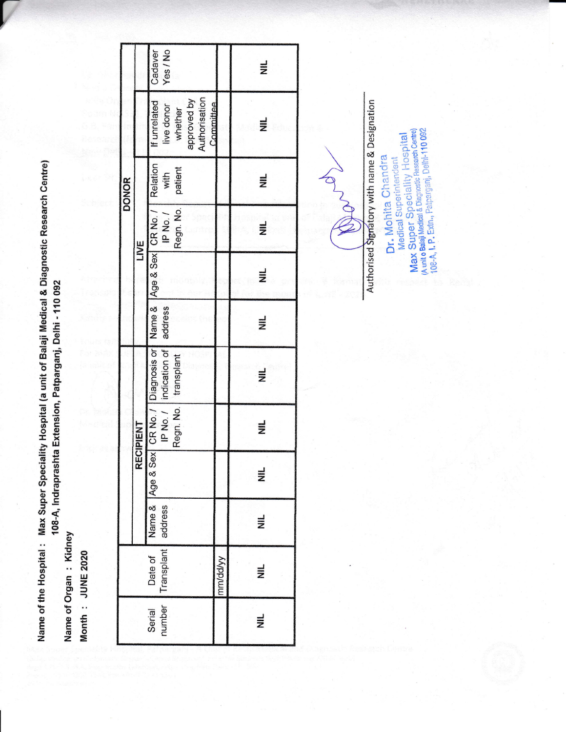**Name of the Hospital :** Max Super Speciality Hospital (a unit of Balaji Medical & Diagnostic Research Centre) 108-A, Indraprashta Extension, Patparganj, Delhi - 110 092

**Name of Organ :** Kidney

**Month :** JUNE 2020

| Serial number | Date of Transplant | RECIPIENT | | | | DONOR | | | | | | |
|---|---|---|---|---|---|---|---|---|---|---|---|---|
| | | | | | | LIVE | | | | | | |
| | | Name & address | Age & Sex | CR No. / IP No. / Regn. No. | Diagnosis or indication of transplant | Name & address | Age & Sex | CR No. / IP No. / Regn. No. | Relation with patient | If unrelated live donor whether approved by Authorisation Committee | | Cadaver Yes / No |
| | mm/dd/yy | | | | | | | | | | | |
| NIL | NIL | NIL | NIL | NIL | NIL | NIL | NIL | NIL | NIL | NIL | | NIL |

Authorised Signatory with name & Designation

Dr. Mohita Chandra
Medical Superintendent
Max Super Speciality Hospital
(A unit o Balaji Medical & Diagnostic Research Centre)
108-A, I. P. Extn., Patparganj, Delhi-110 092